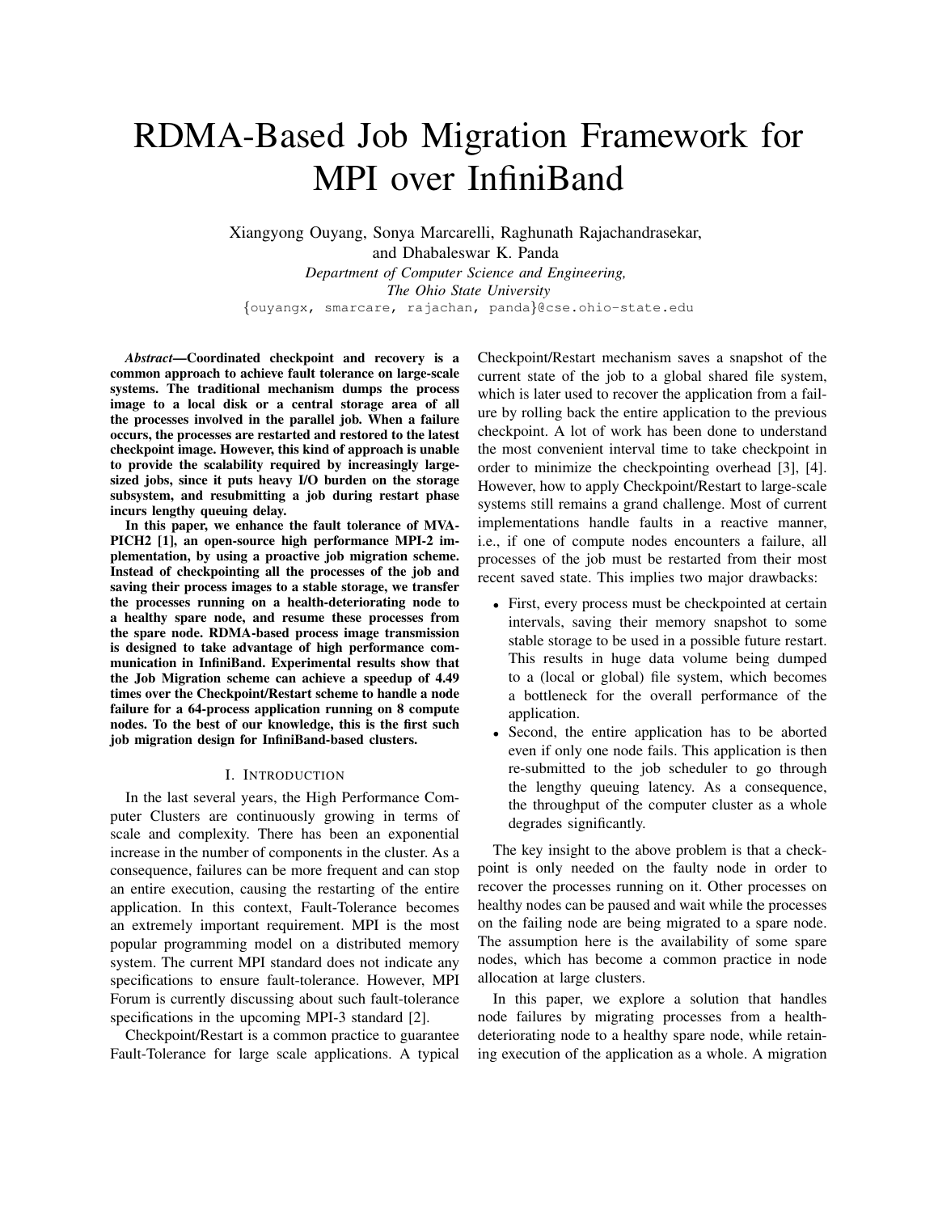# RDMA-Based Job Migration Framework for MPI over InfiniBand

Xiangyong Ouyang, Sonya Marcarelli, Raghunath Rajachandrasekar, and Dhabaleswar K. Panda

*Department of Computer Science and Engineering, The Ohio State University*

{ouyangx, smarcare, rajachan, panda}@cse.ohio-state.edu

***Abstract*—Coordinated checkpoint and recovery is a common approach to achieve fault tolerance on large-scale systems. The traditional mechanism dumps the process image to a local disk or a central storage area of all the processes involved in the parallel job. When a failure occurs, the processes are restarted and restored to the latest checkpoint image. However, this kind of approach is unable to provide the scalability required by increasingly large-sized jobs, since it puts heavy I/O burden on the storage subsystem, and resubmitting a job during restart phase incurs lengthy queuing delay.**

**In this paper, we enhance the fault tolerance of MVAPICH2 [1], an open-source high performance MPI-2 implementation, by using a proactive job migration scheme. Instead of checkpointing all the processes of the job and saving their process images to a stable storage, we transfer the processes running on a health-deteriorating node to a healthy spare node, and resume these processes from the spare node. RDMA-based process image transmission is designed to take advantage of high performance communication in InfiniBand. Experimental results show that the Job Migration scheme can achieve a speedup of 4.49 times over the Checkpoint/Restart scheme to handle a node failure for a 64-process application running on 8 compute nodes. To the best of our knowledge, this is the first such job migration design for InfiniBand-based clusters.**

## I. Introduction

In the last several years, the High Performance Computer Clusters are continuously growing in terms of scale and complexity. There has been an exponential increase in the number of components in the cluster. As a consequence, failures can be more frequent and can stop an entire execution, causing the restarting of the entire application. In this context, Fault-Tolerance becomes an extremely important requirement. MPI is the most popular programming model on a distributed memory system. The current MPI standard does not indicate any specifications to ensure fault-tolerance. However, MPI Forum is currently discussing about such fault-tolerance specifications in the upcoming MPI-3 standard [2].

Checkpoint/Restart is a common practice to guarantee Fault-Tolerance for large scale applications. A typical Checkpoint/Restart mechanism saves a snapshot of the current state of the job to a global shared file system, which is later used to recover the application from a failure by rolling back the entire application to the previous checkpoint. A lot of work has been done to understand the most convenient interval time to take checkpoint in order to minimize the checkpointing overhead [3], [4]. However, how to apply Checkpoint/Restart to large-scale systems still remains a grand challenge. Most of current implementations handle faults in a reactive manner, i.e., if one of compute nodes encounters a failure, all processes of the job must be restarted from their most recent saved state. This implies two major drawbacks:

- First, every process must be checkpointed at certain intervals, saving their memory snapshot to some stable storage to be used in a possible future restart. This results in huge data volume being dumped to a (local or global) file system, which becomes a bottleneck for the overall performance of the application.
- Second, the entire application has to be aborted even if only one node fails. This application is then re-submitted to the job scheduler to go through the lengthy queuing latency. As a consequence, the throughput of the computer cluster as a whole degrades significantly.

The key insight to the above problem is that a checkpoint is only needed on the faulty node in order to recover the processes running on it. Other processes on healthy nodes can be paused and wait while the processes on the failing node are being migrated to a spare node. The assumption here is the availability of some spare nodes, which has become a common practice in node allocation at large clusters.

In this paper, we explore a solution that handles node failures by migrating processes from a health-deteriorating node to a healthy spare node, while retaining execution of the application as a whole. A migration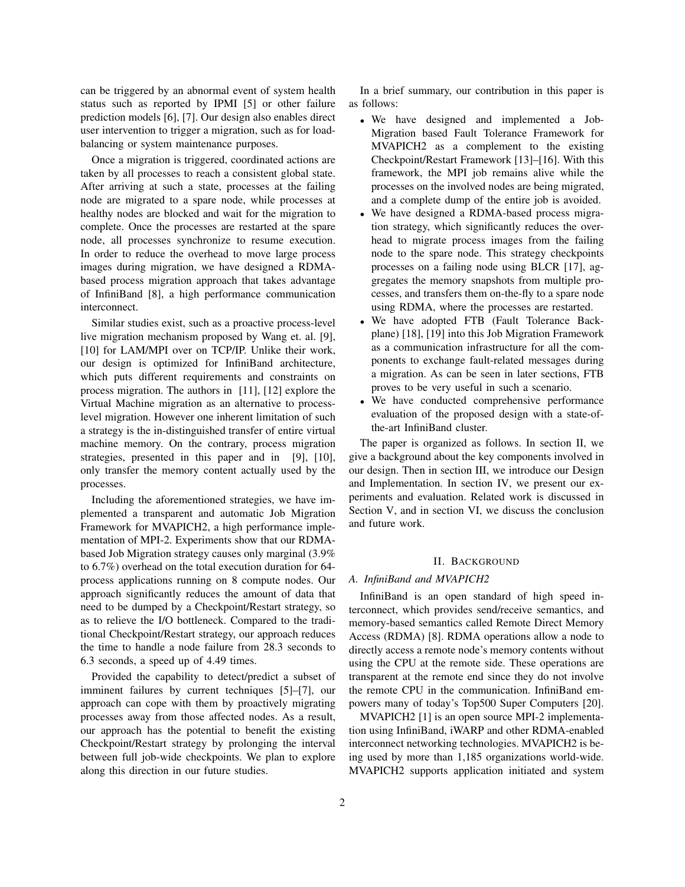can be triggered by an abnormal event of system health status such as reported by IPMI [5] or other failure prediction models [6], [7]. Our design also enables direct user intervention to trigger a migration, such as for load-balancing or system maintenance purposes.

Once a migration is triggered, coordinated actions are taken by all processes to reach a consistent global state. After arriving at such a state, processes at the failing node are migrated to a spare node, while processes at healthy nodes are blocked and wait for the migration to complete. Once the processes are restarted at the spare node, all processes synchronize to resume execution. In order to reduce the overhead to move large process images during migration, we have designed a RDMA-based process migration approach that takes advantage of InfiniBand [8], a high performance communication interconnect.

Similar studies exist, such as a proactive process-level live migration mechanism proposed by Wang et. al. [9], [10] for LAM/MPI over on TCP/IP. Unlike their work, our design is optimized for InfiniBand architecture, which puts different requirements and constraints on process migration. The authors in [11], [12] explore the Virtual Machine migration as an alternative to process-level migration. However one inherent limitation of such a strategy is the in-distinguished transfer of entire virtual machine memory. On the contrary, process migration strategies, presented in this paper and in [9], [10], only transfer the memory content actually used by the processes.

Including the aforementioned strategies, we have implemented a transparent and automatic Job Migration Framework for MVAPICH2, a high performance implementation of MPI-2. Experiments show that our RDMA-based Job Migration strategy causes only marginal (3.9% to 6.7%) overhead on the total execution duration for 64-process applications running on 8 compute nodes. Our approach significantly reduces the amount of data that need to be dumped by a Checkpoint/Restart strategy, so as to relieve the I/O bottleneck. Compared to the traditional Checkpoint/Restart strategy, our approach reduces the time to handle a node failure from 28.3 seconds to 6.3 seconds, a speed up of 4.49 times.

Provided the capability to detect/predict a subset of imminent failures by current techniques [5]–[7], our approach can cope with them by proactively migrating processes away from those affected nodes. As a result, our approach has the potential to benefit the existing Checkpoint/Restart strategy by prolonging the interval between full job-wide checkpoints. We plan to explore along this direction in our future studies.

In a brief summary, our contribution in this paper is as follows:

- We have designed and implemented a Job-Migration based Fault Tolerance Framework for MVAPICH2 as a complement to the existing Checkpoint/Restart Framework [13]–[16]. With this framework, the MPI job remains alive while the processes on the involved nodes are being migrated, and a complete dump of the entire job is avoided.
- We have designed a RDMA-based process migration strategy, which significantly reduces the overhead to migrate process images from the failing node to the spare node. This strategy checkpoints processes on a failing node using BLCR [17], aggregates the memory snapshots from multiple processes, and transfers them on-the-fly to a spare node using RDMA, where the processes are restarted.
- We have adopted FTB (Fault Tolerance Backplane) [18], [19] into this Job Migration Framework as a communication infrastructure for all the components to exchange fault-related messages during a migration. As can be seen in later sections, FTB proves to be very useful in such a scenario.
- We have conducted comprehensive performance evaluation of the proposed design with a state-of-the-art InfiniBand cluster.

The paper is organized as follows. In section II, we give a background about the key components involved in our design. Then in section III, we introduce our Design and Implementation. In section IV, we present our experiments and evaluation. Related work is discussed in Section V, and in section VI, we discuss the conclusion and future work.

## II. Background

### A. InfiniBand and MVAPICH2

InfiniBand is an open standard of high speed interconnect, which provides send/receive semantics, and memory-based semantics called Remote Direct Memory Access (RDMA) [8]. RDMA operations allow a node to directly access a remote node's memory contents without using the CPU at the remote side. These operations are transparent at the remote end since they do not involve the remote CPU in the communication. InfiniBand empowers many of today's Top500 Super Computers [20].

MVAPICH2 [1] is an open source MPI-2 implementation using InfiniBand, iWARP and other RDMA-enabled interconnect networking technologies. MVAPICH2 is being used by more than 1,185 organizations world-wide. MVAPICH2 supports application initiated and system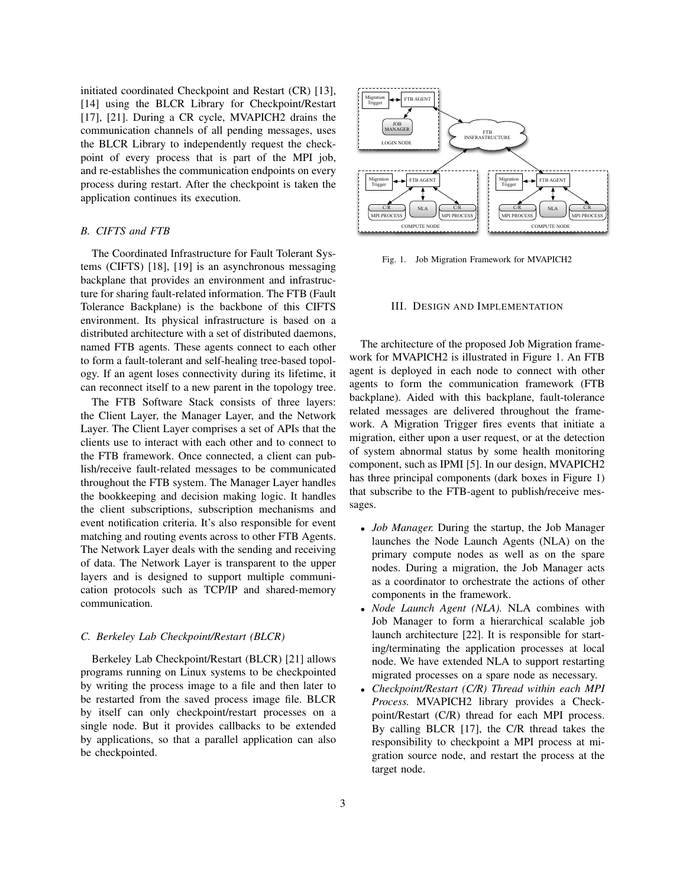initiated coordinated Checkpoint and Restart (CR) [13], [14] using the BLCR Library for Checkpoint/Restart [17], [21]. During a CR cycle, MVAPICH2 drains the communication channels of all pending messages, uses the BLCR Library to independently request the checkpoint of every process that is part of the MPI job, and re-establishes the communication endpoints on every process during restart. After the checkpoint is taken the application continues its execution.

### B. CIFTS and FTB

The Coordinated Infrastructure for Fault Tolerant Systems (CIFTS) [18], [19] is an asynchronous messaging backplane that provides an environment and infrastructure for sharing fault-related information. The FTB (Fault Tolerance Backplane) is the backbone of this CIFTS environment. Its physical infrastructure is based on a distributed architecture with a set of distributed daemons, named FTB agents. These agents connect to each other to form a fault-tolerant and self-healing tree-based topology. If an agent loses connectivity during its lifetime, it can reconnect itself to a new parent in the topology tree.

The FTB Software Stack consists of three layers: the Client Layer, the Manager Layer, and the Network Layer. The Client Layer comprises a set of APIs that the clients use to interact with each other and to connect to the FTB framework. Once connected, a client can publish/receive fault-related messages to be communicated throughout the FTB system. The Manager Layer handles the bookkeeping and decision making logic. It handles the client subscriptions, subscription mechanisms and event notification criteria. It's also responsible for event matching and routing events across to other FTB Agents. The Network Layer deals with the sending and receiving of data. The Network Layer is transparent to the upper layers and is designed to support multiple communication protocols such as TCP/IP and shared-memory communication.

### C. Berkeley Lab Checkpoint/Restart (BLCR)

Berkeley Lab Checkpoint/Restart (BLCR) [21] allows programs running on Linux systems to be checkpointed by writing the process image to a file and then later to be restarted from the saved process image file. BLCR by itself can only checkpoint/restart processes on a single node. But it provides callbacks to be extended by applications, so that a parallel application can also be checkpointed.

Fig. 1. Job Migration Framework for MVAPICH2

## III. Design and Implementation

The architecture of the proposed Job Migration framework for MVAPICH2 is illustrated in Figure 1. An FTB agent is deployed in each node to connect with other agents to form the communication framework (FTB backplane). Aided with this backplane, fault-tolerance related messages are delivered throughout the framework. A Migration Trigger fires events that initiate a migration, either upon a user request, or at the detection of system abnormal status by some health monitoring component, such as IPMI [5]. In our design, MVAPICH2 has three principal components (dark boxes in Figure 1) that subscribe to the FTB-agent to publish/receive messages.

- *Job Manager.* During the startup, the Job Manager launches the Node Launch Agents (NLA) on the primary compute nodes as well as on the spare nodes. During a migration, the Job Manager acts as a coordinator to orchestrate the actions of other components in the framework.
- *Node Launch Agent (NLA).* NLA combines with Job Manager to form a hierarchical scalable job launch architecture [22]. It is responsible for starting/terminating the application processes at local node. We have extended NLA to support restarting migrated processes on a spare node as necessary.
- *Checkpoint/Restart (C/R) Thread within each MPI Process.* MVAPICH2 library provides a Checkpoint/Restart (C/R) thread for each MPI process. By calling BLCR [17], the C/R thread takes the responsibility to checkpoint a MPI process at migration source node, and restart the process at the target node.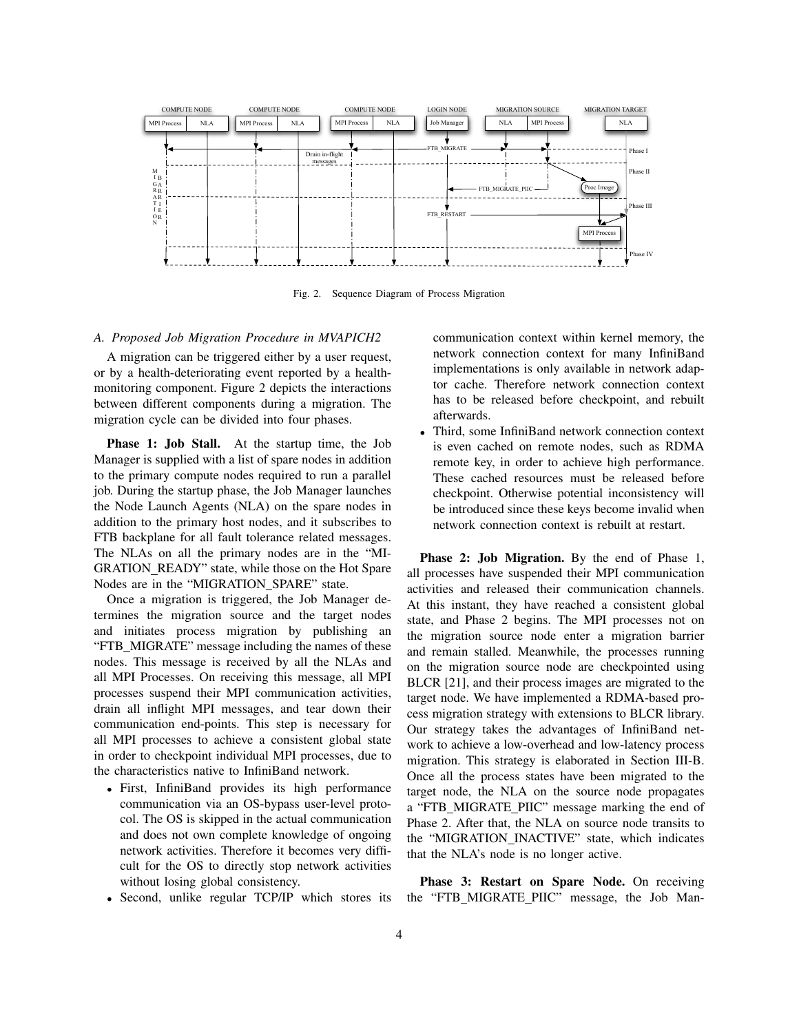Fig. 2. Sequence Diagram of Process Migration

### A. Proposed Job Migration Procedure in MVAPICH2

A migration can be triggered either by a user request, or by a health-deteriorating event reported by a health-monitoring component. Figure 2 depicts the interactions between different components during a migration. The migration cycle can be divided into four phases.

**Phase 1: Job Stall.** At the startup time, the Job Manager is supplied with a list of spare nodes in addition to the primary compute nodes required to run a parallel job. During the startup phase, the Job Manager launches the Node Launch Agents (NLA) on the spare nodes in addition to the primary host nodes, and it subscribes to FTB backplane for all fault tolerance related messages. The NLAs on all the primary nodes are in the "MIGRATION_READY" state, while those on the Hot Spare Nodes are in the "MIGRATION_SPARE" state.

Once a migration is triggered, the Job Manager determines the migration source and the target nodes and initiates process migration by publishing an "FTB_MIGRATE" message including the names of these nodes. This message is received by all the NLAs and all MPI Processes. On receiving this message, all MPI processes suspend their MPI communication activities, drain all inflight MPI messages, and tear down their communication end-points. This step is necessary for all MPI processes to achieve a consistent global state in order to checkpoint individual MPI processes, due to the characteristics native to InfiniBand network.

- First, InfiniBand provides its high performance communication via an OS-bypass user-level protocol. The OS is skipped in the actual communication and does not own complete knowledge of ongoing network activities. Therefore it becomes very difficult for the OS to directly stop network activities without losing global consistency.
- Second, unlike regular TCP/IP which stores its communication context within kernel memory, the network connection context for many InfiniBand implementations is only available in network adaptor cache. Therefore network connection context has to be released before checkpoint, and rebuilt afterwards.
- Third, some InfiniBand network connection context is even cached on remote nodes, such as RDMA remote key, in order to achieve high performance. These cached resources must be released before checkpoint. Otherwise potential inconsistency will be introduced since these keys become invalid when network connection context is rebuilt at restart.

**Phase 2: Job Migration.** By the end of Phase 1, all processes have suspended their MPI communication activities and released their communication channels. At this instant, they have reached a consistent global state, and Phase 2 begins. The MPI processes not on the migration source node enter a migration barrier and remain stalled. Meanwhile, the processes running on the migration source node are checkpointed using BLCR [21], and their process images are migrated to the target node. We have implemented a RDMA-based process migration strategy with extensions to BLCR library. Our strategy takes the advantages of InfiniBand network to achieve a low-overhead and low-latency process migration. This strategy is elaborated in Section III-B. Once all the process states have been migrated to the target node, the NLA on the source node propagates a "FTB_MIGRATE_PIIC" message marking the end of Phase 2. After that, the NLA on source node transits to the "MIGRATION_INACTIVE" state, which indicates that the NLA's node is no longer active.

**Phase 3: Restart on Spare Node.** On receiving the "FTB_MIGRATE_PIIC" message, the Job Man-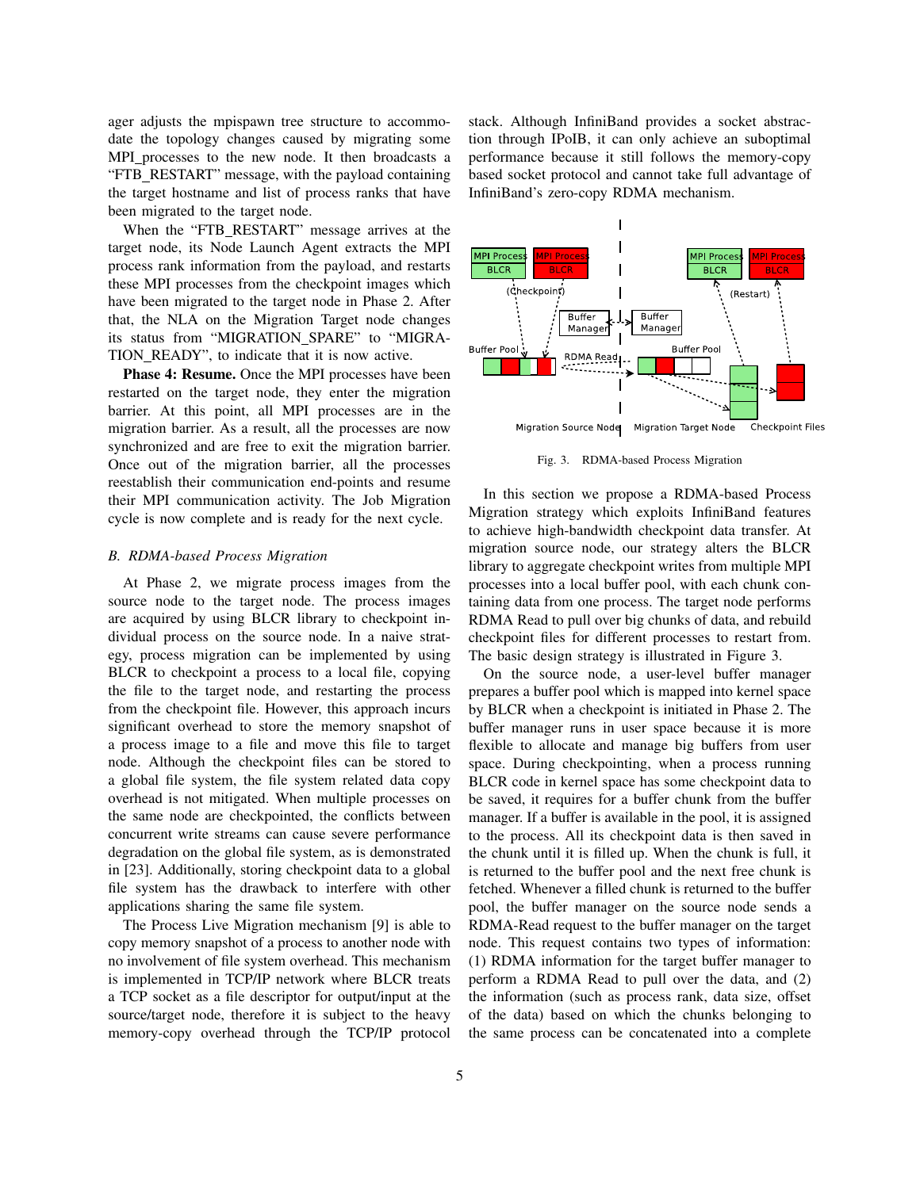ager adjusts the mpispawn tree structure to accommodate the topology changes caused by migrating some MPI_processes to the new node. It then broadcasts a "FTB_RESTART" message, with the payload containing the target hostname and list of process ranks that have been migrated to the target node.

When the "FTB_RESTART" message arrives at the target node, its Node Launch Agent extracts the MPI process rank information from the payload, and restarts these MPI processes from the checkpoint images which have been migrated to the target node in Phase 2. After that, the NLA on the Migration Target node changes its status from "MIGRATION_SPARE" to "MIGRATION_READY", to indicate that it is now active.

**Phase 4: Resume.** Once the MPI processes have been restarted on the target node, they enter the migration barrier. At this point, all MPI processes are in the migration barrier. As a result, all the processes are now synchronized and are free to exit the migration barrier. Once out of the migration barrier, all the processes reestablish their communication end-points and resume their MPI communication activity. The Job Migration cycle is now complete and is ready for the next cycle.

### *B. RDMA-based Process Migration*

At Phase 2, we migrate process images from the source node to the target node. The process images are acquired by using BLCR library to checkpoint individual process on the source node. In a naive strategy, process migration can be implemented by using BLCR to checkpoint a process to a local file, copying the file to the target node, and restarting the process from the checkpoint file. However, this approach incurs significant overhead to store the memory snapshot of a process image to a file and move this file to target node. Although the checkpoint files can be stored to a global file system, the file system related data copy overhead is not mitigated. When multiple processes on the same node are checkpointed, the conflicts between concurrent write streams can cause severe performance degradation on the global file system, as is demonstrated in [23]. Additionally, storing checkpoint data to a global file system has the drawback to interfere with other applications sharing the same file system.

The Process Live Migration mechanism [9] is able to copy memory snapshot of a process to another node with no involvement of file system overhead. This mechanism is implemented in TCP/IP network where BLCR treats a TCP socket as a file descriptor for output/input at the source/target node, therefore it is subject to the heavy memory-copy overhead through the TCP/IP protocol stack. Although InfiniBand provides a socket abstraction through IPoIB, it can only achieve an suboptimal performance because it still follows the memory-copy based socket protocol and cannot take full advantage of InfiniBand's zero-copy RDMA mechanism.

Fig. 3. RDMA-based Process Migration

In this section we propose a RDMA-based Process Migration strategy which exploits InfiniBand features to achieve high-bandwidth checkpoint data transfer. At migration source node, our strategy alters the BLCR library to aggregate checkpoint writes from multiple MPI processes into a local buffer pool, with each chunk containing data from one process. The target node performs RDMA Read to pull over big chunks of data, and rebuild checkpoint files for different processes to restart from. The basic design strategy is illustrated in Figure 3.

On the source node, a user-level buffer manager prepares a buffer pool which is mapped into kernel space by BLCR when a checkpoint is initiated in Phase 2. The buffer manager runs in user space because it is more flexible to allocate and manage big buffers from user space. During checkpointing, when a process running BLCR code in kernel space has some checkpoint data to be saved, it requires for a buffer chunk from the buffer manager. If a buffer is available in the pool, it is assigned to the process. All its checkpoint data is then saved in the chunk until it is filled up. When the chunk is full, it is returned to the buffer pool and the next free chunk is fetched. Whenever a filled chunk is returned to the buffer pool, the buffer manager on the source node sends a RDMA-Read request to the buffer manager on the target node. This request contains two types of information: (1) RDMA information for the target buffer manager to perform a RDMA Read to pull over the data, and (2) the information (such as process rank, data size, offset of the data) based on which the chunks belonging to the same process can be concatenated into a complete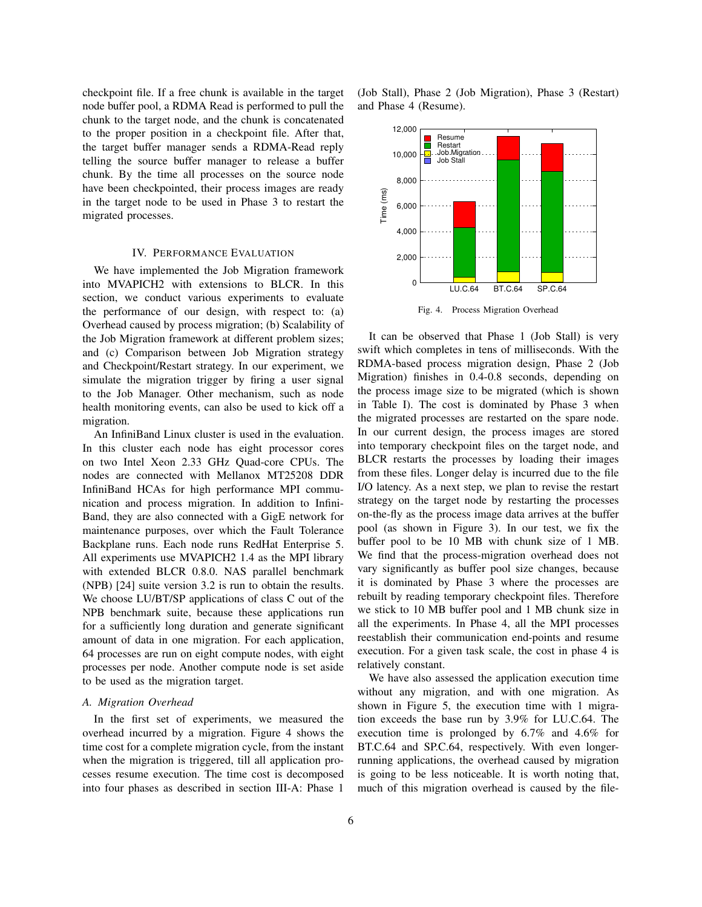checkpoint file. If a free chunk is available in the target node buffer pool, a RDMA Read is performed to pull the chunk to the target node, and the chunk is concatenated to the proper position in a checkpoint file. After that, the target buffer manager sends a RDMA-Read reply telling the source buffer manager to release a buffer chunk. By the time all processes on the source node have been checkpointed, their process images are ready in the target node to be used in Phase 3 to restart the migrated processes.

## IV. Performance Evaluation

We have implemented the Job Migration framework into MVAPICH2 with extensions to BLCR. In this section, we conduct various experiments to evaluate the performance of our design, with respect to: (a) Overhead caused by process migration; (b) Scalability of the Job Migration framework at different problem sizes; and (c) Comparison between Job Migration strategy and Checkpoint/Restart strategy. In our experiment, we simulate the migration trigger by firing a user signal to the Job Manager. Other mechanism, such as node health monitoring events, can also be used to kick off a migration.

An InfiniBand Linux cluster is used in the evaluation. In this cluster each node has eight processor cores on two Intel Xeon 2.33 GHz Quad-core CPUs. The nodes are connected with Mellanox MT25208 DDR InfiniBand HCAs for high performance MPI communication and process migration. In addition to InfiniBand, they are also connected with a GigE network for maintenance purposes, over which the Fault Tolerance Backplane runs. Each node runs RedHat Enterprise 5. All experiments use MVAPICH2 1.4 as the MPI library with extended BLCR 0.8.0. NAS parallel benchmark (NPB) [24] suite version 3.2 is run to obtain the results. We choose LU/BT/SP applications of class C out of the NPB benchmark suite, because these applications run for a sufficiently long duration and generate significant amount of data in one migration. For each application, 64 processes are run on eight compute nodes, with eight processes per node. Another compute node is set aside to be used as the migration target.

### A. Migration Overhead

In the first set of experiments, we measured the overhead incurred by a migration. Figure 4 shows the time cost for a complete migration cycle, from the instant when the migration is triggered, till all application processes resume execution. The time cost is decomposed into four phases as described in section III-A: Phase 1 (Job Stall), Phase 2 (Job Migration), Phase 3 (Restart) and Phase 4 (Resume).

Fig. 4. Process Migration Overhead

It can be observed that Phase 1 (Job Stall) is very swift which completes in tens of milliseconds. With the RDMA-based process migration design, Phase 2 (Job Migration) finishes in 0.4-0.8 seconds, depending on the process image size to be migrated (which is shown in Table I). The cost is dominated by Phase 3 when the migrated processes are restarted on the spare node. In our current design, the process images are stored into temporary checkpoint files on the target node, and BLCR restarts the processes by loading their images from these files. Longer delay is incurred due to the file I/O latency. As a next step, we plan to revise the restart strategy on the target node by restarting the processes on-the-fly as the process image data arrives at the buffer pool (as shown in Figure 3). In our test, we fix the buffer pool to be 10 MB with chunk size of 1 MB. We find that the process-migration overhead does not vary significantly as buffer pool size changes, because it is dominated by Phase 3 where the processes are rebuilt by reading temporary checkpoint files. Therefore we stick to 10 MB buffer pool and 1 MB chunk size in all the experiments. In Phase 4, all the MPI processes reestablish their communication end-points and resume execution. For a given task scale, the cost in phase 4 is relatively constant.

We have also assessed the application execution time without any migration, and with one migration. As shown in Figure 5, the execution time with 1 migration exceeds the base run by 3.9% for LU.C.64. The execution time is prolonged by 6.7% and 4.6% for BT.C.64 and SP.C.64, respectively. With even longer-running applications, the overhead caused by migration is going to be less noticeable. It is worth noting that, much of this migration overhead is caused by the file-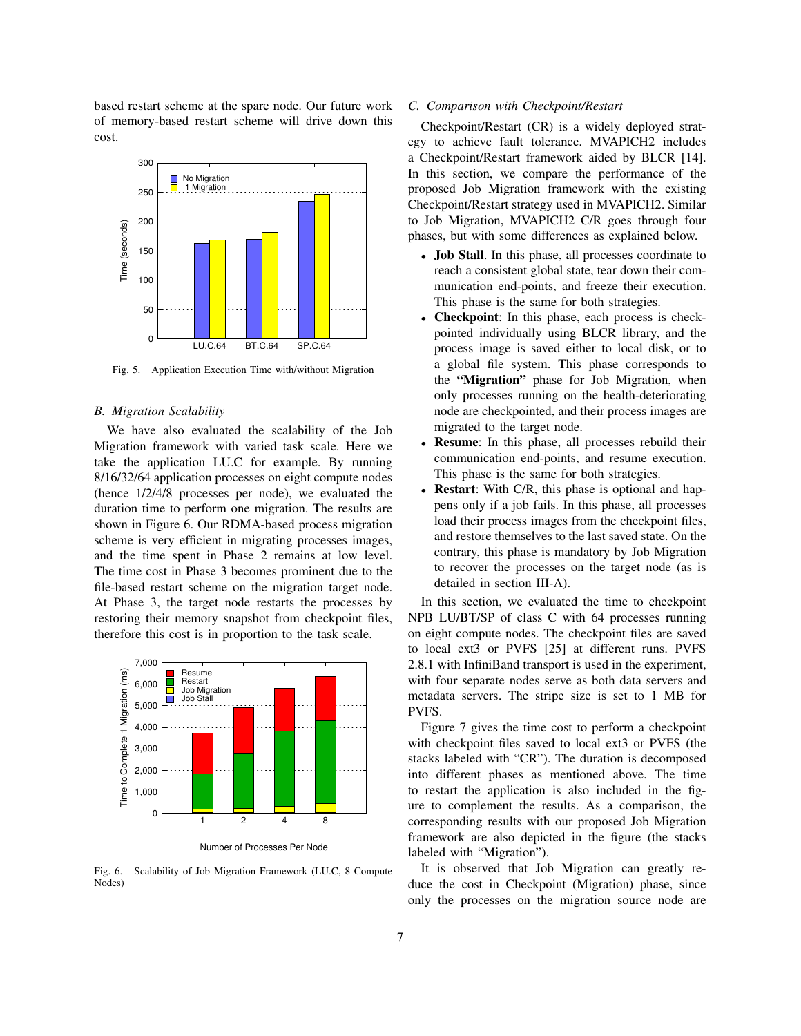based restart scheme at the spare node. Our future work of memory-based restart scheme will drive down this cost.

Fig. 5. Application Execution Time with/without Migration

### B. Migration Scalability

We have also evaluated the scalability of the Job Migration framework with varied task scale. Here we take the application LU.C for example. By running 8/16/32/64 application processes on eight compute nodes (hence 1/2/4/8 processes per node), we evaluated the duration time to perform one migration. The results are shown in Figure 6. Our RDMA-based process migration scheme is very efficient in migrating processes images, and the time spent in Phase 2 remains at low level. The time cost in Phase 3 becomes prominent due to the file-based restart scheme on the migration target node. At Phase 3, the target node restarts the processes by restoring their memory snapshot from checkpoint files, therefore this cost is in proportion to the task scale.

Fig. 6. Scalability of Job Migration Framework (LU.C, 8 Compute Nodes)

### C. Comparison with Checkpoint/Restart

Checkpoint/Restart (CR) is a widely deployed strategy to achieve fault tolerance. MVAPICH2 includes a Checkpoint/Restart framework aided by BLCR [14]. In this section, we compare the performance of the proposed Job Migration framework with the existing Checkpoint/Restart strategy used in MVAPICH2. Similar to Job Migration, MVAPICH2 C/R goes through four phases, but with some differences as explained below.

- **Job Stall**. In this phase, all processes coordinate to reach a consistent global state, tear down their communication end-points, and freeze their execution. This phase is the same for both strategies.
- **Checkpoint**: In this phase, each process is checkpointed individually using BLCR library, and the process image is saved either to local disk, or to a global file system. This phase corresponds to the **"Migration"** phase for Job Migration, when only processes running on the health-deteriorating node are checkpointed, and their process images are migrated to the target node.
- **Resume**: In this phase, all processes rebuild their communication end-points, and resume execution. This phase is the same for both strategies.
- **Restart**: With C/R, this phase is optional and happens only if a job fails. In this phase, all processes load their process images from the checkpoint files, and restore themselves to the last saved state. On the contrary, this phase is mandatory by Job Migration to recover the processes on the target node (as is detailed in section III-A).

In this section, we evaluated the time to checkpoint NPB LU/BT/SP of class C with 64 processes running on eight compute nodes. The checkpoint files are saved to local ext3 or PVFS [25] at different runs. PVFS 2.8.1 with InfiniBand transport is used in the experiment, with four separate nodes serve as both data servers and metadata servers. The stripe size is set to 1 MB for PVFS.

Figure 7 gives the time cost to perform a checkpoint with checkpoint files saved to local ext3 or PVFS (the stacks labeled with "CR"). The duration is decomposed into different phases as mentioned above. The time to restart the application is also included in the figure to complement the results. As a comparison, the corresponding results with our proposed Job Migration framework are also depicted in the figure (the stacks labeled with "Migration").

It is observed that Job Migration can greatly reduce the cost in Checkpoint (Migration) phase, since only the processes on the migration source node are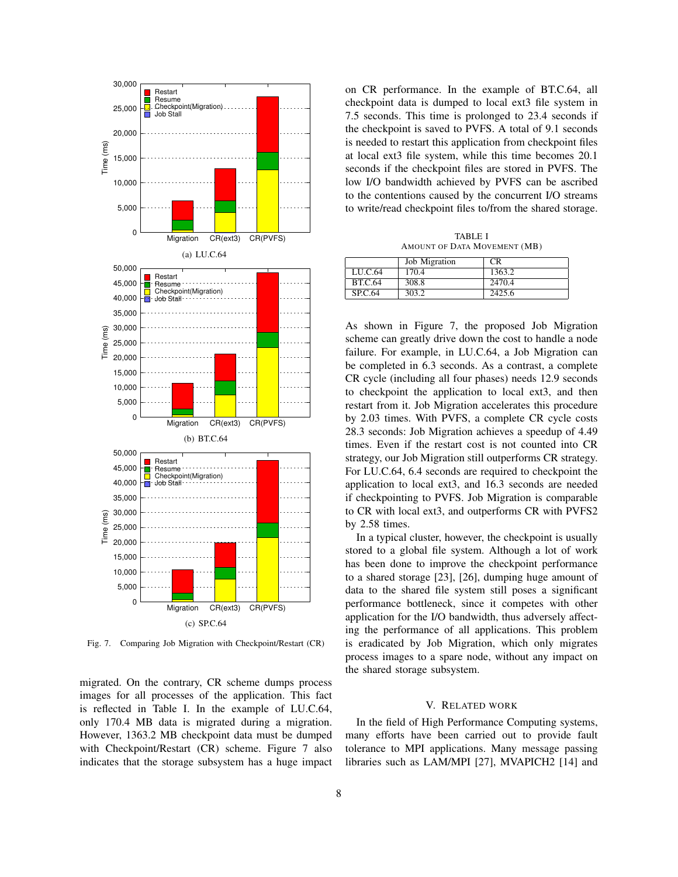Fig. 7. Comparing Job Migration with Checkpoint/Restart (CR)

migrated. On the contrary, CR scheme dumps process images for all processes of the application. This fact is reflected in Table I. In the example of LU.C.64, only 170.4 MB data is migrated during a migration. However, 1363.2 MB checkpoint data must be dumped with Checkpoint/Restart (CR) scheme. Figure 7 also indicates that the storage subsystem has a huge impact on CR performance. In the example of BT.C.64, all checkpoint data is dumped to local ext3 file system in 7.5 seconds. This time is prolonged to 23.4 seconds if the checkpoint is saved to PVFS. A total of 9.1 seconds is needed to restart this application from checkpoint files at local ext3 file system, while this time becomes 20.1 seconds if the checkpoint files are stored in PVFS. The low I/O bandwidth achieved by PVFS can be ascribed to the contentions caused by the concurrent I/O streams to write/read checkpoint files to/from the shared storage.

TABLE I
AMOUNT OF DATA MOVEMENT (MB)

| | Job Migration | CR |
|---|---|---|
| LU.C.64 | 170.4 | 1363.2 |
| BT.C.64 | 308.8 | 2470.4 |
| SP.C.64 | 303.2 | 2425.6 |

As shown in Figure 7, the proposed Job Migration scheme can greatly drive down the cost to handle a node failure. For example, in LU.C.64, a Job Migration can be completed in 6.3 seconds. As a contrast, a complete CR cycle (including all four phases) needs 12.9 seconds to checkpoint the application to local ext3, and then restart from it. Job Migration accelerates this procedure by 2.03 times. With PVFS, a complete CR cycle costs 28.3 seconds: Job Migration achieves a speedup of 4.49 times. Even if the restart cost is not counted into CR strategy, our Job Migration still outperforms CR strategy. For LU.C.64, 6.4 seconds are required to checkpoint the application to local ext3, and 16.3 seconds are needed if checkpointing to PVFS. Job Migration is comparable to CR with local ext3, and outperforms CR with PVFS2 by 2.58 times.

In a typical cluster, however, the checkpoint is usually stored to a global file system. Although a lot of work has been done to improve the checkpoint performance to a shared storage [23], [26], dumping huge amount of data to the shared file system still poses a significant performance bottleneck, since it competes with other application for the I/O bandwidth, thus adversely affecting the performance of all applications. This problem is eradicated by Job Migration, which only migrates process images to a spare node, without any impact on the shared storage subsystem.

## V. RELATED WORK

In the field of High Performance Computing systems, many efforts have been carried out to provide fault tolerance to MPI applications. Many message passing libraries such as LAM/MPI [27], MVAPICH2 [14] and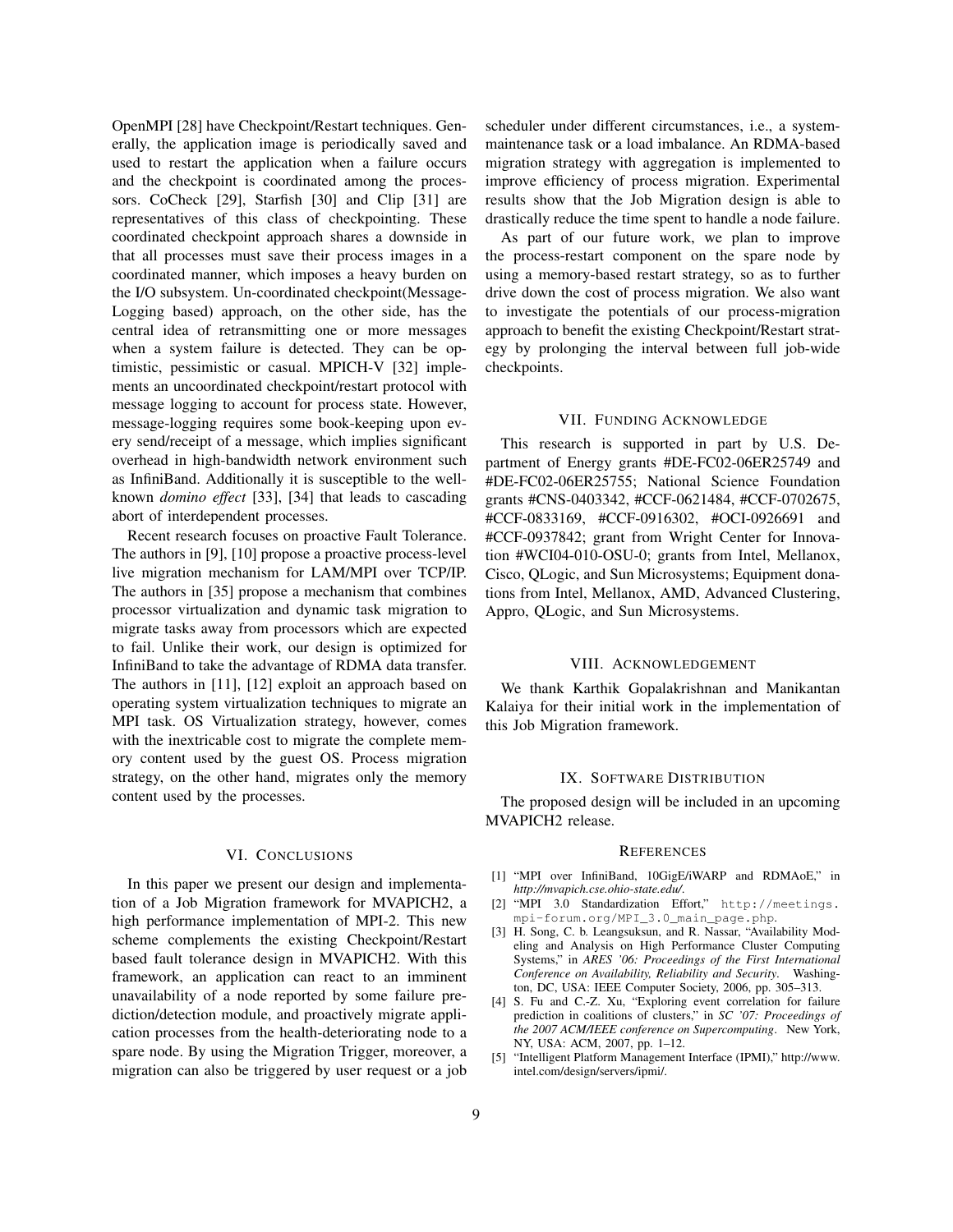OpenMPI [28] have Checkpoint/Restart techniques. Generally, the application image is periodically saved and used to restart the application when a failure occurs and the checkpoint is coordinated among the processors. CoCheck [29], Starfish [30] and Clip [31] are representatives of this class of checkpointing. These coordinated checkpoint approach shares a downside in that all processes must save their process images in a coordinated manner, which imposes a heavy burden on the I/O subsystem. Un-coordinated checkpoint(Message-Logging based) approach, on the other side, has the central idea of retransmitting one or more messages when a system failure is detected. They can be optimistic, pessimistic or casual. MPICH-V [32] implements an uncoordinated checkpoint/restart protocol with message logging to account for process state. However, message-logging requires some book-keeping upon every send/receipt of a message, which implies significant overhead in high-bandwidth network environment such as InfiniBand. Additionally it is susceptible to the well-known *domino effect* [33], [34] that leads to cascading abort of interdependent processes.

Recent research focuses on proactive Fault Tolerance. The authors in [9], [10] propose a proactive process-level live migration mechanism for LAM/MPI over TCP/IP. The authors in [35] propose a mechanism that combines processor virtualization and dynamic task migration to migrate tasks away from processors which are expected to fail. Unlike their work, our design is optimized for InfiniBand to take the advantage of RDMA data transfer. The authors in [11], [12] exploit an approach based on operating system virtualization techniques to migrate an MPI task. OS Virtualization strategy, however, comes with the inextricable cost to migrate the complete memory content used by the guest OS. Process migration strategy, on the other hand, migrates only the memory content used by the processes.

## VI. Conclusions

In this paper we present our design and implementation of a Job Migration framework for MVAPICH2, a high performance implementation of MPI-2. This new scheme complements the existing Checkpoint/Restart based fault tolerance design in MVAPICH2. With this framework, an application can react to an imminent unavailability of a node reported by some failure prediction/detection module, and proactively migrate application processes from the health-deteriorating node to a spare node. By using the Migration Trigger, moreover, a migration can also be triggered by user request or a job scheduler under different circumstances, i.e., a system-maintenance task or a load imbalance. An RDMA-based migration strategy with aggregation is implemented to improve efficiency of process migration. Experimental results show that the Job Migration design is able to drastically reduce the time spent to handle a node failure.

As part of our future work, we plan to improve the process-restart component on the spare node by using a memory-based restart strategy, so as to further drive down the cost of process migration. We also want to investigate the potentials of our process-migration approach to benefit the existing Checkpoint/Restart strategy by prolonging the interval between full job-wide checkpoints.

## VII. Funding Acknowledge

This research is supported in part by U.S. Department of Energy grants #DE-FC02-06ER25749 and #DE-FC02-06ER25755; National Science Foundation grants #CNS-0403342, #CCF-0621484, #CCF-0702675, #CCF-0833169, #CCF-0916302, #OCI-0926691 and #CCF-0937842; grant from Wright Center for Innovation #WCI04-010-OSU-0; grants from Intel, Mellanox, Cisco, QLogic, and Sun Microsystems; Equipment donations from Intel, Mellanox, AMD, Advanced Clustering, Appro, QLogic, and Sun Microsystems.

## VIII. Acknowledgement

We thank Karthik Gopalakrishnan and Manikantan Kalaiya for their initial work in the implementation of this Job Migration framework.

## IX. Software Distribution

The proposed design will be included in an upcoming MVAPICH2 release.

## References

[1] "MPI over InfiniBand, 10GigE/iWARP and RDMAoE," in *http://mvapich.cse.ohio-state.edu/*.

[2] "MPI 3.0 Standardization Effort," `http://meetings.mpi-forum.org/MPI_3.0_main_page.php`.

[3] H. Song, C. b. Leangsuksun, and R. Nassar, "Availability Modeling and Analysis on High Performance Cluster Computing Systems," in *ARES '06: Proceedings of the First International Conference on Availability, Reliability and Security*. Washington, DC, USA: IEEE Computer Society, 2006, pp. 305–313.

[4] S. Fu and C.-Z. Xu, "Exploring event correlation for failure prediction in coalitions of clusters," in *SC '07: Proceedings of the 2007 ACM/IEEE conference on Supercomputing*. New York, NY, USA: ACM, 2007, pp. 1–12.

[5] "Intelligent Platform Management Interface (IPMI)," http://www.intel.com/design/servers/ipmi/.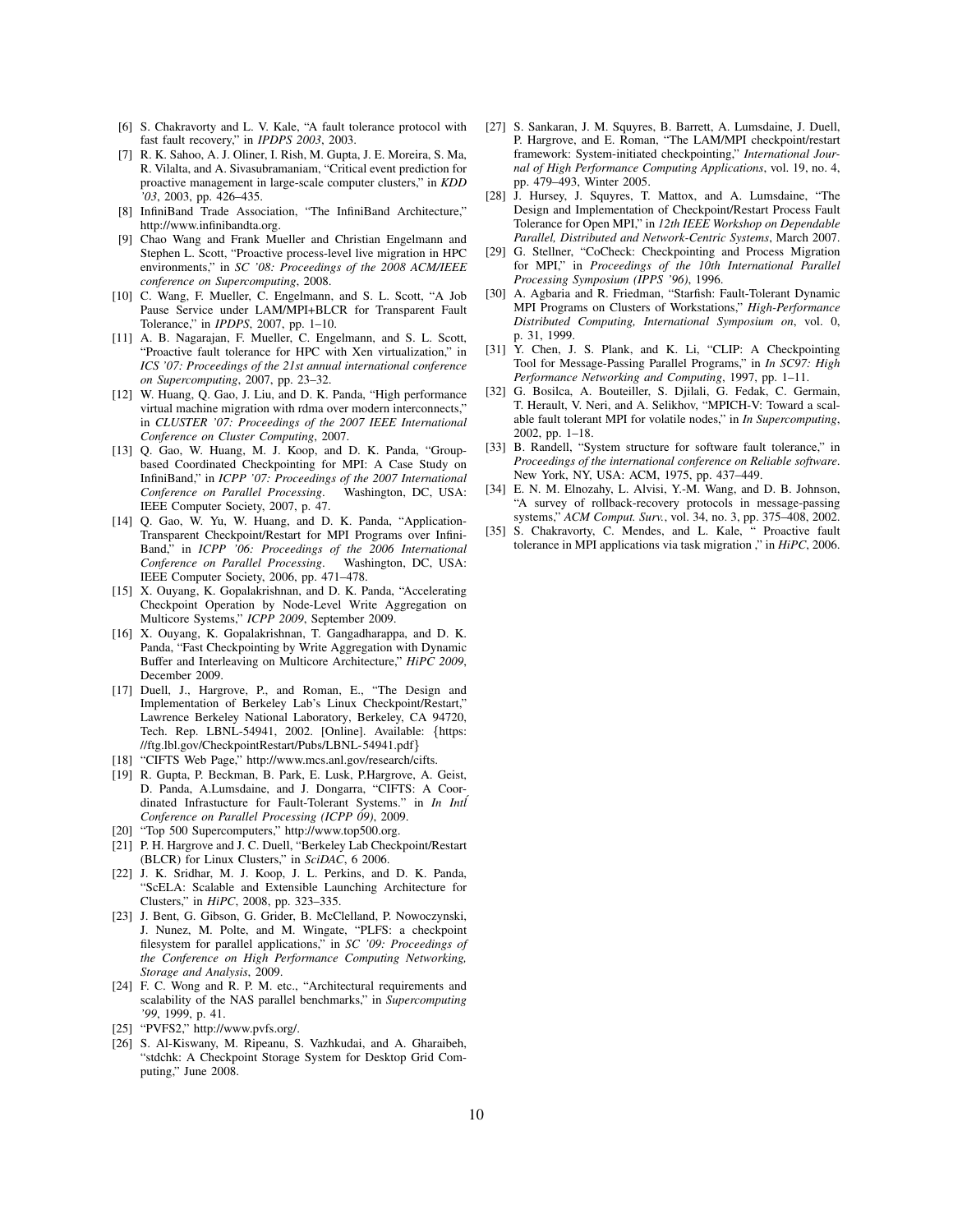[6] S. Chakravorty and L. V. Kale, "A fault tolerance protocol with fast fault recovery," in *IPDPS 2003*, 2003.

[7] R. K. Sahoo, A. J. Oliner, I. Rish, M. Gupta, J. E. Moreira, S. Ma, R. Vilalta, and A. Sivasubramaniam, "Critical event prediction for proactive management in large-scale computer clusters," in *KDD '03*, 2003, pp. 426–435.

[8] InfiniBand Trade Association, "The InfiniBand Architecture," http://www.infinibandta.org.

[9] Chao Wang and Frank Mueller and Christian Engelmann and Stephen L. Scott, "Proactive process-level live migration in HPC environments," in *SC '08: Proceedings of the 2008 ACM/IEEE conference on Supercomputing*, 2008.

[10] C. Wang, F. Mueller, C. Engelmann, and S. L. Scott, "A Job Pause Service under LAM/MPI+BLCR for Transparent Fault Tolerance," in *IPDPS*, 2007, pp. 1–10.

[11] A. B. Nagarajan, F. Mueller, C. Engelmann, and S. L. Scott, "Proactive fault tolerance for HPC with Xen virtualization," in *ICS '07: Proceedings of the 21st annual international conference on Supercomputing*, 2007, pp. 23–32.

[12] W. Huang, Q. Gao, J. Liu, and D. K. Panda, "High performance virtual machine migration with rdma over modern interconnects," in *CLUSTER '07: Proceedings of the 2007 IEEE International Conference on Cluster Computing*, 2007.

[13] Q. Gao, W. Huang, M. J. Koop, and D. K. Panda, "Group-based Coordinated Checkpointing for MPI: A Case Study on InfiniBand," in *ICPP '07: Proceedings of the 2007 International Conference on Parallel Processing*. Washington, DC, USA: IEEE Computer Society, 2007, p. 47.

[14] Q. Gao, W. Yu, W. Huang, and D. K. Panda, "Application-Transparent Checkpoint/Restart for MPI Programs over InfiniBand," in *ICPP '06: Proceedings of the 2006 International Conference on Parallel Processing*. Washington, DC, USA: IEEE Computer Society, 2006, pp. 471–478.

[15] X. Ouyang, K. Gopalakrishnan, and D. K. Panda, "Accelerating Checkpoint Operation by Node-Level Write Aggregation on Multicore Systems," *ICPP 2009*, September 2009.

[16] X. Ouyang, K. Gopalakrishnan, T. Gangadharappa, and D. K. Panda, "Fast Checkpointing by Write Aggregation with Dynamic Buffer and Interleaving on Multicore Architecture," *HiPC 2009*, December 2009.

[17] Duell, J., Hargrove, P., and Roman, E., "The Design and Implementation of Berkeley Lab's Linux Checkpoint/Restart," Lawrence Berkeley National Laboratory, Berkeley, CA 94720, Tech. Rep. LBNL-54941, 2002. [Online]. Available: {https://ftg.lbl.gov/CheckpointRestart/Pubs/LBNL-54941.pdf}

[18] "CIFTS Web Page," http://www.mcs.anl.gov/research/cifts.

[19] R. Gupta, P. Beckman, B. Park, E. Lusk, P.Hargrove, A. Geist, D. Panda, A.Lumsdaine, and J. Dongarra, "CIFTS: A Coordinated Infrastucture for Fault-Tolerant Systems." in *In Intĺ Conference on Parallel Processing (ICPP 09́)*, 2009.

[20] "Top 500 Supercomputers," http://www.top500.org.

[21] P. H. Hargrove and J. C. Duell, "Berkeley Lab Checkpoint/Restart (BLCR) for Linux Clusters," in *SciDAC*, 6 2006.

[22] J. K. Sridhar, M. J. Koop, J. L. Perkins, and D. K. Panda, "ScELA: Scalable and Extensible Launching Architecture for Clusters," in *HiPC*, 2008, pp. 323–335.

[23] J. Bent, G. Gibson, G. Grider, B. McClelland, P. Nowoczynski, J. Nunez, M. Polte, and M. Wingate, "PLFS: a checkpoint filesystem for parallel applications," in *SC '09: Proceedings of the Conference on High Performance Computing Networking, Storage and Analysis*, 2009.

[24] F. C. Wong and R. P. M. etc., "Architectural requirements and scalability of the NAS parallel benchmarks," in *Supercomputing '99*, 1999, p. 41.

[25] "PVFS2," http://www.pvfs.org/.

[26] S. Al-Kiswany, M. Ripeanu, S. Vazhkudai, and A. Gharaibeh, "stdchk: A Checkpoint Storage System for Desktop Grid Computing," June 2008.

[27] S. Sankaran, J. M. Squyres, B. Barrett, A. Lumsdaine, J. Duell, P. Hargrove, and E. Roman, "The LAM/MPI checkpoint/restart framework: System-initiated checkpointing," *International Journal of High Performance Computing Applications*, vol. 19, no. 4, pp. 479–493, Winter 2005.

[28] J. Hursey, J. Squyres, T. Mattox, and A. Lumsdaine, "The Design and Implementation of Checkpoint/Restart Process Fault Tolerance for Open MPI," in *12th IEEE Workshop on Dependable Parallel, Distributed and Network-Centric Systems*, March 2007.

[29] G. Stellner, "CoCheck: Checkpointing and Process Migration for MPI," in *Proceedings of the 10th International Parallel Processing Symposium (IPPS '96)*, 1996.

[30] A. Agbaria and R. Friedman, "Starfish: Fault-Tolerant Dynamic MPI Programs on Clusters of Workstations," *High-Performance Distributed Computing, International Symposium on*, vol. 0, p. 31, 1999.

[31] Y. Chen, J. S. Plank, and K. Li, "CLIP: A Checkpointing Tool for Message-Passing Parallel Programs," in *In SC97: High Performance Networking and Computing*, 1997, pp. 1–11.

[32] G. Bosilca, A. Bouteiller, S. Djilali, G. Fedak, C. Germain, T. Herault, V. Neri, and A. Selikhov, "MPICH-V: Toward a scalable fault tolerant MPI for volatile nodes," in *In Supercomputing*, 2002, pp. 1–18.

[33] B. Randell, "System structure for software fault tolerance," in *Proceedings of the international conference on Reliable software*. New York, NY, USA: ACM, 1975, pp. 437–449.

[34] E. N. M. Elnozahy, L. Alvisi, Y.-M. Wang, and D. B. Johnson, "A survey of rollback-recovery protocols in message-passing systems," *ACM Comput. Surv.*, vol. 34, no. 3, pp. 375–408, 2002.

[35] S. Chakravorty, C. Mendes, and L. Kale, " Proactive fault tolerance in MPI applications via task migration ," in *HiPC*, 2006.